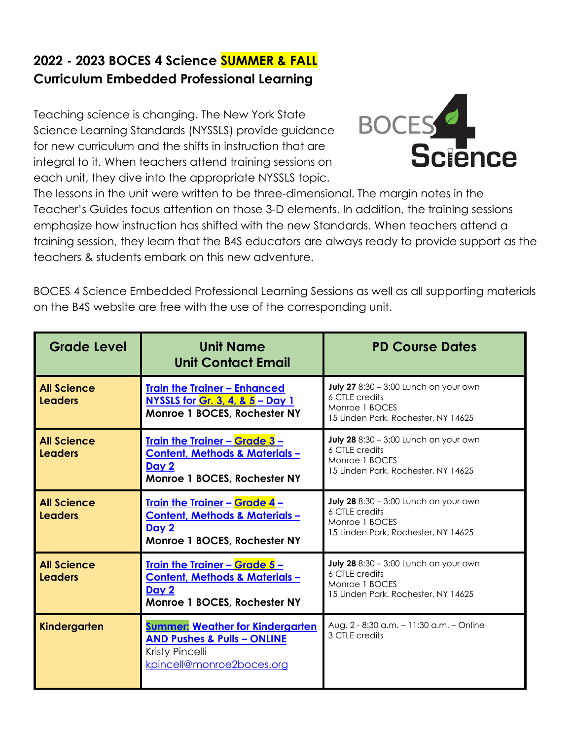# 2022 - 2023 BOCES 4 Science SUMMER & FALL Curriculum Embedded Professional Learning

Teaching science is changing. The New York State Science Learning Standards (NYSSLS) provide guidance for new curriculum and the shifts in instruction that are integral to it. When teachers attend training sessions on each unit, they dive into the appropriate NYSSLS topic. The lessons in the unit were written to be three-dimensional. The margin notes in the Teacher's Guides focus attention on those 3-D elements. In addition, the training sessions emphasize how instruction has shifted with the new Standards. When teachers attend a training session, they learn that the B4S educators are always ready to provide support as the teachers & students embark on this new adventure.

BOCES 4 Science Embedded Professional Learning Sessions as well as all supporting materials on the B4S website are free with the use of the corresponding unit.

| Grade Level | Unit Name<br>Unit Contact Email | PD Course Dates |
|---|---|---|
| **All Science Leaders** | **Train the Trainer – Enhanced NYSSLS for Gr. 3, 4, & 5 – Day 1**<br>**Monroe 1 BOCES, Rochester NY** | **July 27** 8:30 – 3:00 Lunch on your own<br>6 CTLE credits<br>Monroe 1 BOCES<br>15 Linden Park, Rochester, NY 14625 |
| **All Science Leaders** | **Train the Trainer – Grade 3 – Content, Methods & Materials – Day 2**<br>**Monroe 1 BOCES, Rochester NY** | **July 28** 8:30 – 3:00 Lunch on your own<br>6 CTLE credits<br>Monroe 1 BOCES<br>15 Linden Park, Rochester, NY 14625 |
| **All Science Leaders** | **Train the Trainer – Grade 4 – Content, Methods & Materials – Day 2**<br>**Monroe 1 BOCES, Rochester NY** | **July 28** 8:30 – 3:00 Lunch on your own<br>6 CTLE credits<br>Monroe 1 BOCES<br>15 Linden Park, Rochester, NY 14625 |
| **All Science Leaders** | **Train the Trainer – Grade 5 – Content, Methods & Materials – Day 2**<br>**Monroe 1 BOCES, Rochester NY** | **July 28** 8:30 – 3:00 Lunch on your own<br>6 CTLE credits<br>Monroe 1 BOCES<br>15 Linden Park, Rochester, NY 14625 |
| **Kindergarten** | **Summer: Weather for Kindergarten AND Pushes & Pulls – ONLINE**<br>Kristy Pincelli<br>kpincell@monroe2boces.org | Aug. 2 - 8:30 a.m. – 11:30 a.m. – Online<br>3 CTLE credits |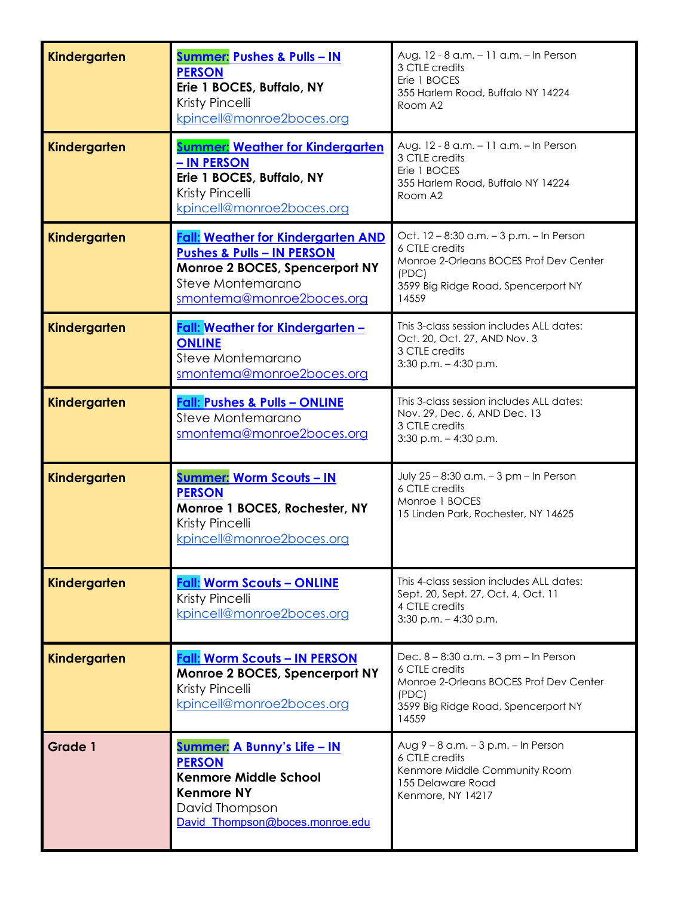| Kindergarten | **Summer: Pushes & Pulls – IN PERSON**<br>**Erie 1 BOCES, Buffalo, NY**<br>Kristy Pincelli<br>kpincell@monroe2boces.org | Aug. 12 - 8 a.m. – 11 a.m. – In Person<br>3 CTLE credits<br>Erie 1 BOCES<br>355 Harlem Road, Buffalo NY 14224<br>Room A2 |
|---|---|---|
| Kindergarten | **Summer: Weather for Kindergarten – IN PERSON**<br>**Erie 1 BOCES, Buffalo, NY**<br>Kristy Pincelli<br>kpincell@monroe2boces.org | Aug. 12 - 8 a.m. – 11 a.m. – In Person<br>3 CTLE credits<br>Erie 1 BOCES<br>355 Harlem Road, Buffalo NY 14224<br>Room A2 |
| Kindergarten | **Fall: Weather for Kindergarten AND Pushes & Pulls – IN PERSON**<br>**Monroe 2 BOCES, Spencerport NY**<br>Steve Montemarano<br>smontema@monroe2boces.org | Oct. 12 – 8:30 a.m. – 3 p.m. – In Person<br>6 CTLE credits<br>Monroe 2-Orleans BOCES Prof Dev Center (PDC)<br>3599 Big Ridge Road, Spencerport NY 14559 |
| Kindergarten | **Fall: Weather for Kindergarten – ONLINE**<br>Steve Montemarano<br>smontema@monroe2boces.org | This 3-class session includes ALL dates:<br>Oct. 20, Oct. 27, AND Nov. 3<br>3 CTLE credits<br>3:30 p.m. – 4:30 p.m. |
| Kindergarten | **Fall: Pushes & Pulls – ONLINE**<br>Steve Montemarano<br>smontema@monroe2boces.org | This 3-class session includes ALL dates:<br>Nov. 29, Dec. 6, AND Dec. 13<br>3 CTLE credits<br>3:30 p.m. – 4:30 p.m. |
| Kindergarten | **Summer: Worm Scouts – IN PERSON**<br>**Monroe 1 BOCES, Rochester, NY**<br>Kristy Pincelli<br>kpincell@monroe2boces.org | July 25 – 8:30 a.m. – 3 pm – In Person<br>6 CTLE credits<br>Monroe 1 BOCES<br>15 Linden Park, Rochester, NY 14625 |
| Kindergarten | **Fall: Worm Scouts – ONLINE**<br>Kristy Pincelli<br>kpincell@monroe2boces.org | This 4-class session includes ALL dates:<br>Sept. 20, Sept. 27, Oct. 4, Oct. 11<br>4 CTLE credits<br>3:30 p.m. – 4:30 p.m. |
| Kindergarten | **Fall: Worm Scouts – IN PERSON**<br>**Monroe 2 BOCES, Spencerport NY**<br>Kristy Pincelli<br>kpincell@monroe2boces.org | Dec. 8 – 8:30 a.m. – 3 pm – In Person<br>6 CTLE credits<br>Monroe 2-Orleans BOCES Prof Dev Center (PDC)<br>3599 Big Ridge Road, Spencerport NY 14559 |
| Grade 1 | **Summer: A Bunny's Life – IN PERSON**<br>**Kenmore Middle School Kenmore NY**<br>David Thompson<br>David_Thompson@boces.monroe.edu | Aug 9 – 8 a.m. – 3 p.m. – In Person<br>6 CTLE credits<br>Kenmore Middle Community Room<br>155 Delaware Road<br>Kenmore, NY 14217 |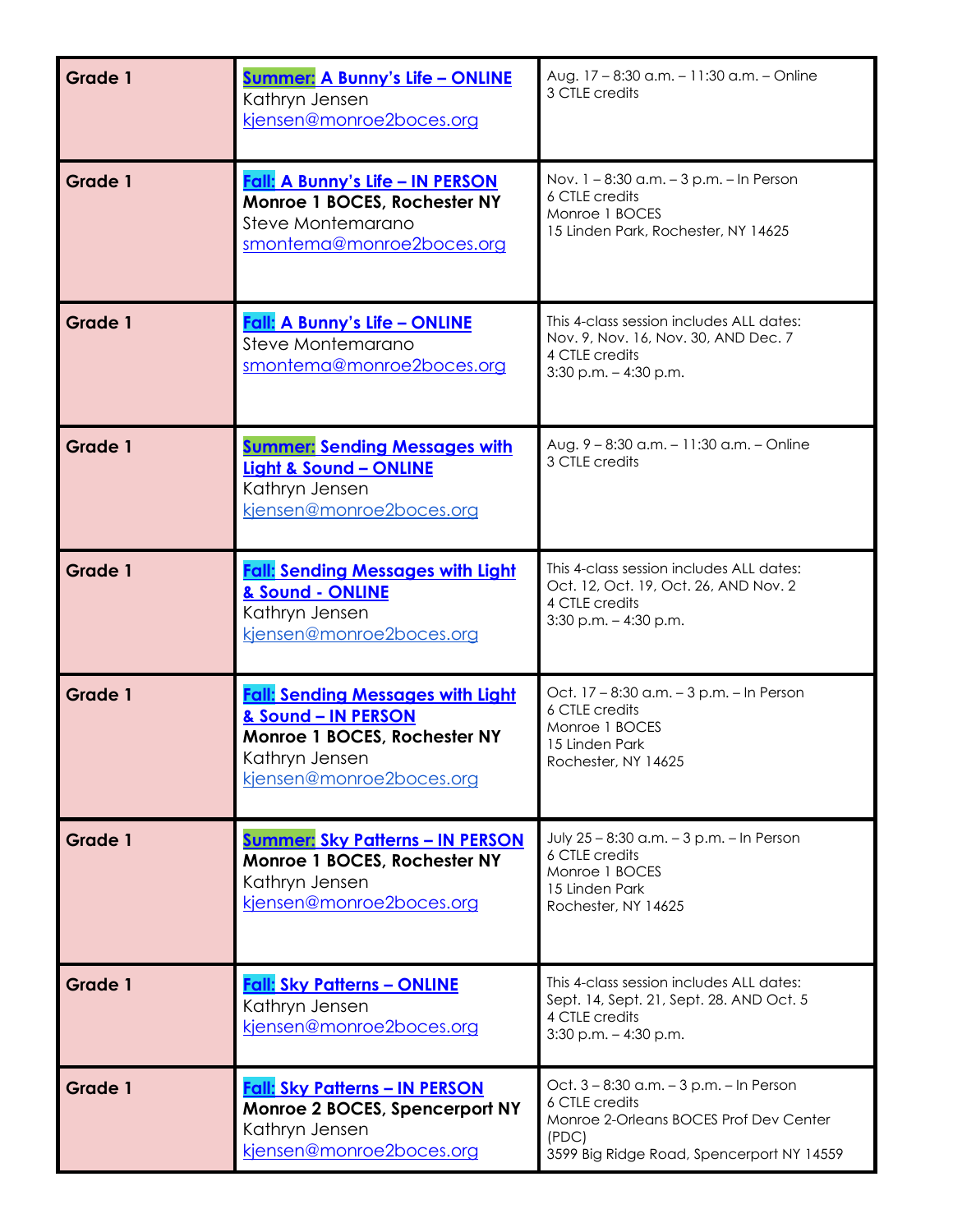| Grade 1 | **Summer: A Bunny's Life – ONLINE**<br>Kathryn Jensen<br>kjensen@monroe2boces.org | Aug. 17 – 8:30 a.m. – 11:30 a.m. – Online<br>3 CTLE credits |
|---|---|---|
| Grade 1 | **Fall: A Bunny's Life – IN PERSON**<br>**Monroe 1 BOCES, Rochester NY**<br>Steve Montemarano<br>smontema@monroe2boces.org | Nov. 1 – 8:30 a.m. – 3 p.m. – In Person<br>6 CTLE credits<br>Monroe 1 BOCES<br>15 Linden Park, Rochester, NY 14625 |
| Grade 1 | **Fall: A Bunny's Life – ONLINE**<br>Steve Montemarano<br>smontema@monroe2boces.org | This 4-class session includes ALL dates:<br>Nov. 9, Nov. 16, Nov. 30, AND Dec. 7<br>4 CTLE credits<br>3:30 p.m. – 4:30 p.m. |
| Grade 1 | **Summer: Sending Messages with Light & Sound – ONLINE**<br>Kathryn Jensen<br>kjensen@monroe2boces.org | Aug. 9 – 8:30 a.m. – 11:30 a.m. – Online<br>3 CTLE credits |
| Grade 1 | **Fall: Sending Messages with Light & Sound - ONLINE**<br>Kathryn Jensen<br>kjensen@monroe2boces.org | This 4-class session includes ALL dates:<br>Oct. 12, Oct. 19, Oct. 26, AND Nov. 2<br>4 CTLE credits<br>3:30 p.m. – 4:30 p.m. |
| Grade 1 | **Fall: Sending Messages with Light & Sound – IN PERSON**<br>**Monroe 1 BOCES, Rochester NY**<br>Kathryn Jensen<br>kjensen@monroe2boces.org | Oct. 17 – 8:30 a.m. – 3 p.m. – In Person<br>6 CTLE credits<br>Monroe 1 BOCES<br>15 Linden Park<br>Rochester, NY 14625 |
| Grade 1 | **Summer: Sky Patterns – IN PERSON**<br>**Monroe 1 BOCES, Rochester NY**<br>Kathryn Jensen<br>kjensen@monroe2boces.org | July 25 – 8:30 a.m. – 3 p.m. – In Person<br>6 CTLE credits<br>Monroe 1 BOCES<br>15 Linden Park<br>Rochester, NY 14625 |
| Grade 1 | **Fall: Sky Patterns – ONLINE**<br>Kathryn Jensen<br>kjensen@monroe2boces.org | This 4-class session includes ALL dates:<br>Sept. 14, Sept. 21, Sept. 28. AND Oct. 5<br>4 CTLE credits<br>3:30 p.m. – 4:30 p.m. |
| Grade 1 | **Fall: Sky Patterns – IN PERSON**<br>**Monroe 2 BOCES, Spencerport NY**<br>Kathryn Jensen<br>kjensen@monroe2boces.org | Oct. 3 – 8:30 a.m. – 3 p.m. – In Person<br>6 CTLE credits<br>Monroe 2-Orleans BOCES Prof Dev Center (PDC)<br>3599 Big Ridge Road, Spencerport NY 14559 |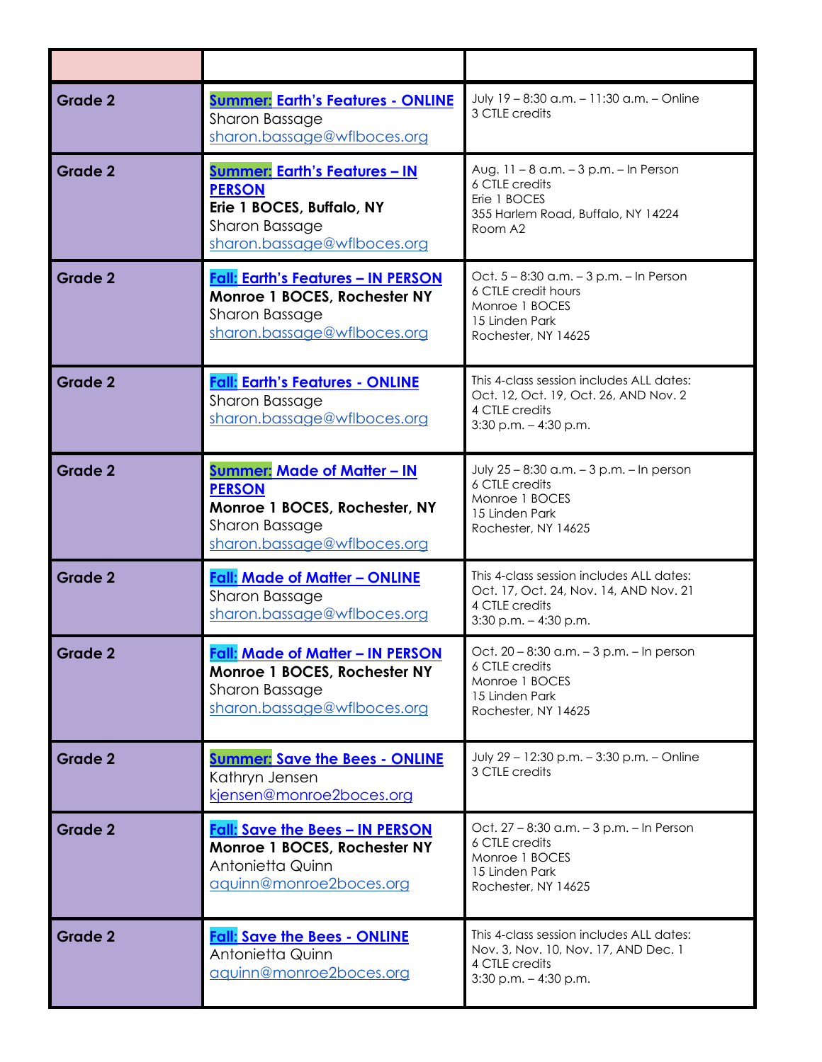| | | |
|---|---|---|
| **Grade 2** | **Summer: Earth's Features - ONLINE**<br>Sharon Bassage<br>sharon.bassage@wflboces.org | July 19 – 8:30 a.m. – 11:30 a.m. – Online<br>3 CTLE credits |
| **Grade 2** | **Summer: Earth's Features – IN PERSON**<br>**Erie 1 BOCES, Buffalo, NY**<br>Sharon Bassage<br>sharon.bassage@wflboces.org | Aug. 11 – 8 a.m. – 3 p.m. – In Person<br>6 CTLE credits<br>Erie 1 BOCES<br>355 Harlem Road, Buffalo, NY 14224<br>Room A2 |
| **Grade 2** | **Fall: Earth's Features – IN PERSON**<br>**Monroe 1 BOCES, Rochester NY**<br>Sharon Bassage<br>sharon.bassage@wflboces.org | Oct. 5 – 8:30 a.m. – 3 p.m. – In Person<br>6 CTLE credit hours<br>Monroe 1 BOCES<br>15 Linden Park<br>Rochester, NY 14625 |
| **Grade 2** | **Fall: Earth's Features - ONLINE**<br>Sharon Bassage<br>sharon.bassage@wflboces.org | This 4-class session includes ALL dates:<br>Oct. 12, Oct. 19, Oct. 26, AND Nov. 2<br>4 CTLE credits<br>3:30 p.m. – 4:30 p.m. |
| **Grade 2** | **Summer: Made of Matter – IN PERSON**<br>**Monroe 1 BOCES, Rochester, NY**<br>Sharon Bassage<br>sharon.bassage@wflboces.org | July 25 – 8:30 a.m. – 3 p.m. – In person<br>6 CTLE credits<br>Monroe 1 BOCES<br>15 Linden Park<br>Rochester, NY 14625 |
| **Grade 2** | **Fall: Made of Matter – ONLINE**<br>Sharon Bassage<br>sharon.bassage@wflboces.org | This 4-class session includes ALL dates:<br>Oct. 17, Oct. 24, Nov. 14, AND Nov. 21<br>4 CTLE credits<br>3:30 p.m. – 4:30 p.m. |
| **Grade 2** | **Fall: Made of Matter – IN PERSON**<br>**Monroe 1 BOCES, Rochester NY**<br>Sharon Bassage<br>sharon.bassage@wflboces.org | Oct. 20 – 8:30 a.m. – 3 p.m. – In person<br>6 CTLE credits<br>Monroe 1 BOCES<br>15 Linden Park<br>Rochester, NY 14625 |
| **Grade 2** | **Summer: Save the Bees - ONLINE**<br>Kathryn Jensen<br>kjensen@monroe2boces.org | July 29 – 12:30 p.m. – 3:30 p.m. – Online<br>3 CTLE credits |
| **Grade 2** | **Fall: Save the Bees – IN PERSON**<br>**Monroe 1 BOCES, Rochester NY**<br>Antonietta Quinn<br>aquinn@monroe2boces.org | Oct. 27 – 8:30 a.m. – 3 p.m. – In Person<br>6 CTLE credits<br>Monroe 1 BOCES<br>15 Linden Park<br>Rochester, NY 14625 |
| **Grade 2** | **Fall: Save the Bees - ONLINE**<br>Antonietta Quinn<br>aquinn@monroe2boces.org | This 4-class session includes ALL dates:<br>Nov. 3, Nov. 10, Nov. 17, AND Dec. 1<br>4 CTLE credits<br>3:30 p.m. – 4:30 p.m. |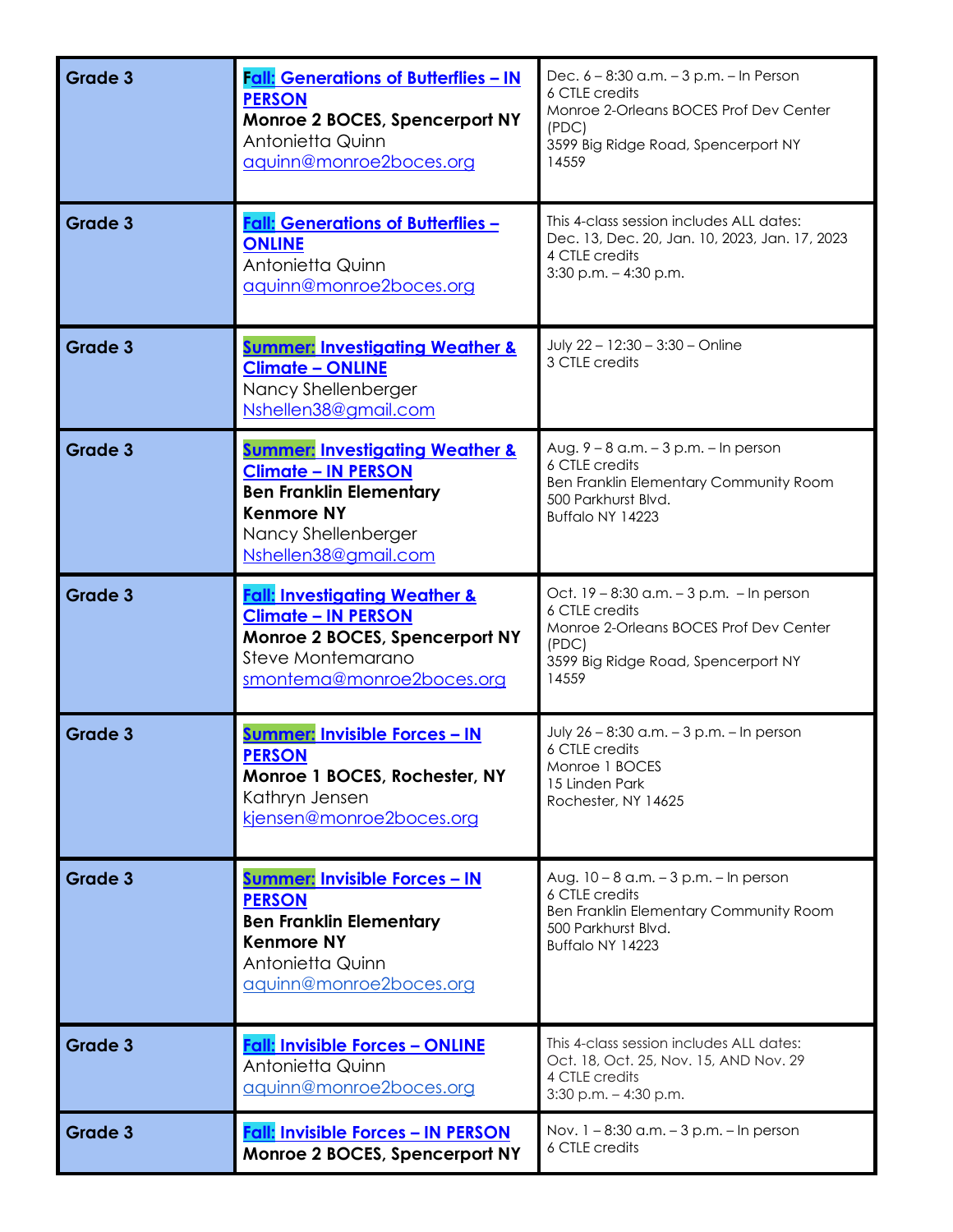| Grade 3 | **Fall: Generations of Butterflies – IN PERSON**<br>**Monroe 2 BOCES, Spencerport NY**<br>Antonietta Quinn<br>aquinn@monroe2boces.org | Dec. 6 – 8:30 a.m. – 3 p.m. – In Person<br>6 CTLE credits<br>Monroe 2-Orleans BOCES Prof Dev Center (PDC)<br>3599 Big Ridge Road, Spencerport NY 14559 |
|---|---|---|
| Grade 3 | **Fall: Generations of Butterflies – ONLINE**<br>Antonietta Quinn<br>aquinn@monroe2boces.org | This 4-class session includes ALL dates:<br>Dec. 13, Dec. 20, Jan. 10, 2023, Jan. 17, 2023<br>4 CTLE credits<br>3:30 p.m. – 4:30 p.m. |
| Grade 3 | **Summer: Investigating Weather & Climate – ONLINE**<br>Nancy Shellenberger<br>Nshellen38@gmail.com | July 22 – 12:30 – 3:30 – Online<br>3 CTLE credits |
| Grade 3 | **Summer: Investigating Weather & Climate – IN PERSON**<br>**Ben Franklin Elementary Kenmore NY**<br>Nancy Shellenberger<br>Nshellen38@gmail.com | Aug. 9 – 8 a.m. – 3 p.m. – In person<br>6 CTLE credits<br>Ben Franklin Elementary Community Room<br>500 Parkhurst Blvd.<br>Buffalo NY 14223 |
| Grade 3 | **Fall: Investigating Weather & Climate – IN PERSON**<br>**Monroe 2 BOCES, Spencerport NY**<br>Steve Montemarano<br>smontema@monroe2boces.org | Oct. 19 – 8:30 a.m. – 3 p.m. – In person<br>6 CTLE credits<br>Monroe 2-Orleans BOCES Prof Dev Center (PDC)<br>3599 Big Ridge Road, Spencerport NY 14559 |
| Grade 3 | **Summer: Invisible Forces – IN PERSON**<br>**Monroe 1 BOCES, Rochester, NY**<br>Kathryn Jensen<br>kjensen@monroe2boces.org | July 26 – 8:30 a.m. – 3 p.m. – In person<br>6 CTLE credits<br>Monroe 1 BOCES<br>15 Linden Park<br>Rochester, NY 14625 |
| Grade 3 | **Summer: Invisible Forces – IN PERSON**<br>**Ben Franklin Elementary Kenmore NY**<br>Antonietta Quinn<br>aquinn@monroe2boces.org | Aug. 10 – 8 a.m. – 3 p.m. – In person<br>6 CTLE credits<br>Ben Franklin Elementary Community Room<br>500 Parkhurst Blvd.<br>Buffalo NY 14223 |
| Grade 3 | **Fall: Invisible Forces – ONLINE**<br>Antonietta Quinn<br>aquinn@monroe2boces.org | This 4-class session includes ALL dates:<br>Oct. 18, Oct. 25, Nov. 15, AND Nov. 29<br>4 CTLE credits<br>3:30 p.m. – 4:30 p.m. |
| Grade 3 | **Fall: Invisible Forces – IN PERSON**<br>**Monroe 2 BOCES, Spencerport NY** | Nov. 1 – 8:30 a.m. – 3 p.m. – In person<br>6 CTLE credits |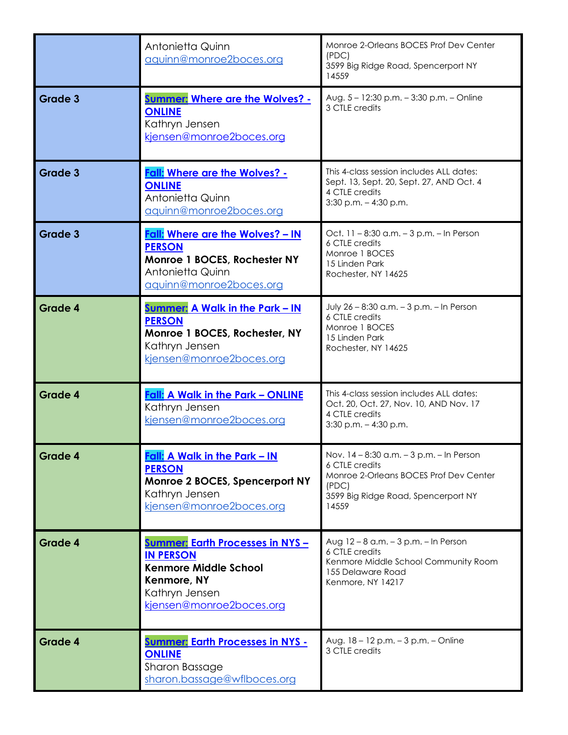| | | |
|---|---|---|
| | Antonietta Quinn<br>aquinn@monroe2boces.org | Monroe 2-Orleans BOCES Prof Dev Center (PDC)<br>3599 Big Ridge Road, Spencerport NY 14559 |
| **Grade 3** | **Summer: Where are the Wolves? - ONLINE**<br>Kathryn Jensen<br>kjensen@monroe2boces.org | Aug. 5 – 12:30 p.m. – 3:30 p.m. – Online<br>3 CTLE credits |
| **Grade 3** | **Fall: Where are the Wolves? - ONLINE**<br>Antonietta Quinn<br>aquinn@monroe2boces.org | This 4-class session includes ALL dates:<br>Sept. 13, Sept. 20, Sept. 27, AND Oct. 4<br>4 CTLE credits<br>3:30 p.m. – 4:30 p.m. |
| **Grade 3** | **Fall: Where are the Wolves? – IN PERSON**<br>**Monroe 1 BOCES, Rochester NY**<br>Antonietta Quinn<br>aquinn@monroe2boces.org | Oct. 11 – 8:30 a.m. – 3 p.m. – In Person<br>6 CTLE credits<br>Monroe 1 BOCES<br>15 Linden Park<br>Rochester, NY 14625 |
| **Grade 4** | **Summer: A Walk in the Park – IN PERSON**<br>**Monroe 1 BOCES, Rochester, NY**<br>Kathryn Jensen<br>kjensen@monroe2boces.org | July 26 – 8:30 a.m. – 3 p.m. – In Person<br>6 CTLE credits<br>Monroe 1 BOCES<br>15 Linden Park<br>Rochester, NY 14625 |
| **Grade 4** | **Fall: A Walk in the Park – ONLINE**<br>Kathryn Jensen<br>kjensen@monroe2boces.org | This 4-class session includes ALL dates:<br>Oct. 20, Oct. 27, Nov. 10, AND Nov. 17<br>4 CTLE credits<br>3:30 p.m. – 4:30 p.m. |
| **Grade 4** | **Fall: A Walk in the Park – IN PERSON**<br>**Monroe 2 BOCES, Spencerport NY**<br>Kathryn Jensen<br>kjensen@monroe2boces.org | Nov. 14 – 8:30 a.m. – 3 p.m. – In Person<br>6 CTLE credits<br>Monroe 2-Orleans BOCES Prof Dev Center (PDC)<br>3599 Big Ridge Road, Spencerport NY 14559 |
| **Grade 4** | **Summer: Earth Processes in NYS – IN PERSON**<br>**Kenmore Middle School Kenmore, NY**<br>Kathryn Jensen<br>kjensen@monroe2boces.org | Aug 12 – 8 a.m. – 3 p.m. – In Person<br>6 CTLE credits<br>Kenmore Middle School Community Room<br>155 Delaware Road<br>Kenmore, NY 14217 |
| **Grade 4** | **Summer: Earth Processes in NYS - ONLINE**<br>Sharon Bassage<br>sharon.bassage@wflboces.org | Aug. 18 – 12 p.m. – 3 p.m. – Online<br>3 CTLE credits |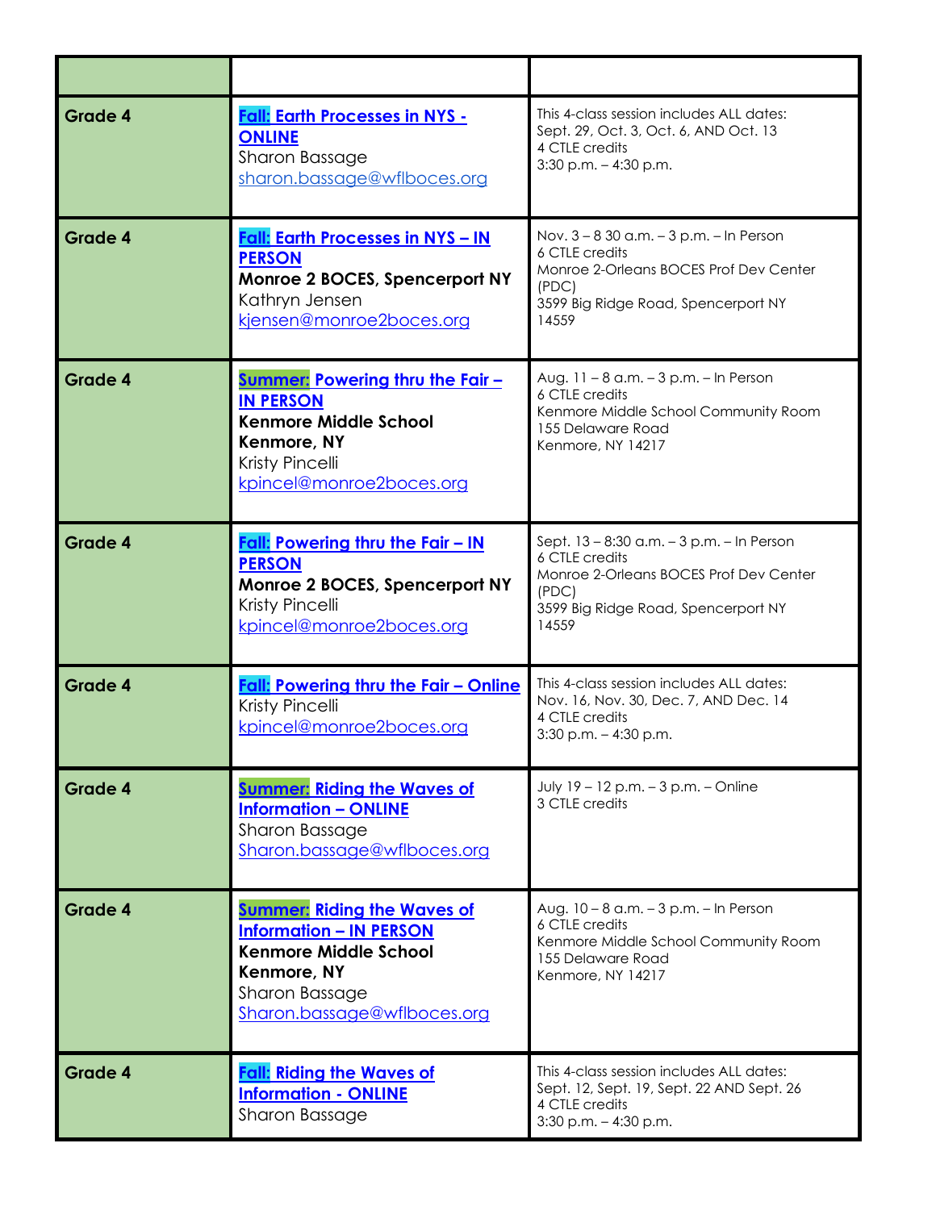| | | |
|---|---|---|
| Grade 4 | **Fall: Earth Processes in NYS - ONLINE**<br>Sharon Bassage<br>sharon.bassage@wflboces.org | This 4-class session includes ALL dates:<br>Sept. 29, Oct. 3, Oct. 6, AND Oct. 13<br>4 CTLE credits<br>3:30 p.m. – 4:30 p.m. |
| Grade 4 | **Fall: Earth Processes in NYS – IN PERSON**<br>**Monroe 2 BOCES, Spencerport NY**<br>Kathryn Jensen<br>kjensen@monroe2boces.org | Nov. 3 – 8 30 a.m. – 3 p.m. – In Person<br>6 CTLE credits<br>Monroe 2-Orleans BOCES Prof Dev Center (PDC)<br>3599 Big Ridge Road, Spencerport NY 14559 |
| Grade 4 | **Summer: Powering thru the Fair – IN PERSON**<br>**Kenmore Middle School**<br>**Kenmore, NY**<br>Kristy Pincelli<br>kpincel@monroe2boces.org | Aug. 11 – 8 a.m. – 3 p.m. – In Person<br>6 CTLE credits<br>Kenmore Middle School Community Room<br>155 Delaware Road<br>Kenmore, NY 14217 |
| Grade 4 | **Fall: Powering thru the Fair – IN PERSON**<br>**Monroe 2 BOCES, Spencerport NY**<br>Kristy Pincelli<br>kpincel@monroe2boces.org | Sept. 13 – 8:30 a.m. – 3 p.m. – In Person<br>6 CTLE credits<br>Monroe 2-Orleans BOCES Prof Dev Center (PDC)<br>3599 Big Ridge Road, Spencerport NY 14559 |
| Grade 4 | **Fall: Powering thru the Fair – Online**<br>Kristy Pincelli<br>kpincel@monroe2boces.org | This 4-class session includes ALL dates:<br>Nov. 16, Nov. 30, Dec. 7, AND Dec. 14<br>4 CTLE credits<br>3:30 p.m. – 4:30 p.m. |
| Grade 4 | **Summer: Riding the Waves of Information – ONLINE**<br>Sharon Bassage<br>Sharon.bassage@wflboces.org | July 19 – 12 p.m. – 3 p.m. – Online<br>3 CTLE credits |
| Grade 4 | **Summer: Riding the Waves of Information – IN PERSON**<br>**Kenmore Middle School**<br>**Kenmore, NY**<br>Sharon Bassage<br>Sharon.bassage@wflboces.org | Aug. 10 – 8 a.m. – 3 p.m. – In Person<br>6 CTLE credits<br>Kenmore Middle School Community Room<br>155 Delaware Road<br>Kenmore, NY 14217 |
| Grade 4 | **Fall: Riding the Waves of Information - ONLINE**<br>Sharon Bassage | This 4-class session includes ALL dates:<br>Sept. 12, Sept. 19, Sept. 22 AND Sept. 26<br>4 CTLE credits<br>3:30 p.m. – 4:30 p.m. |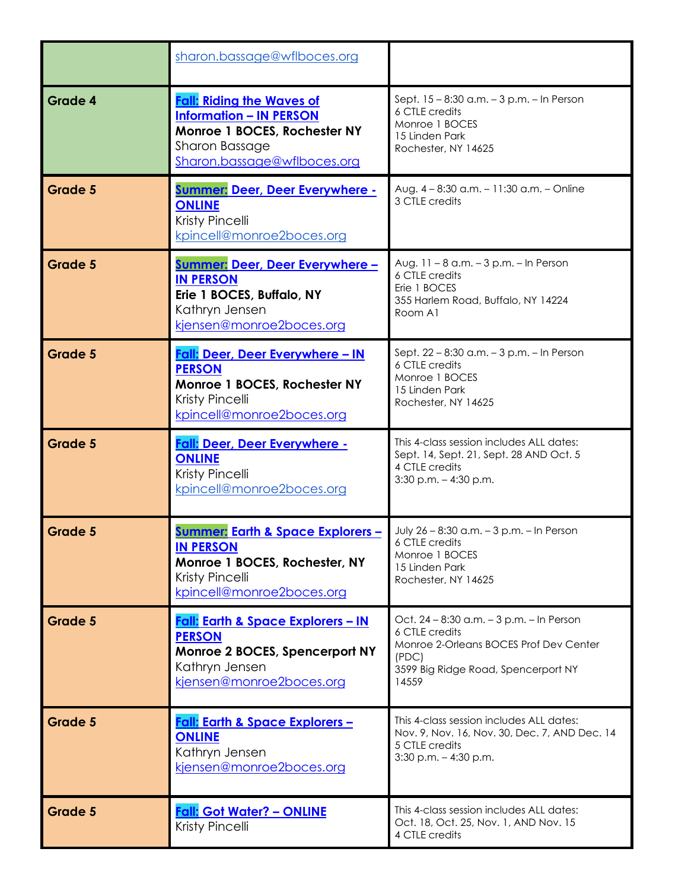| | | |
|---|---|---|
| | sharon.bassage@wflboces.org | |
| **Grade 4** | **Fall: Riding the Waves of Information – IN PERSON**<br>**Monroe 1 BOCES, Rochester NY**<br>Sharon Bassage<br>Sharon.bassage@wflboces.org | Sept. 15 – 8:30 a.m. – 3 p.m. – In Person<br>6 CTLE credits<br>Monroe 1 BOCES<br>15 Linden Park<br>Rochester, NY 14625 |
| **Grade 5** | **Summer: Deer, Deer Everywhere - ONLINE**<br>Kristy Pincelli<br>kpincell@monroe2boces.org | Aug. 4 – 8:30 a.m. – 11:30 a.m. – Online<br>3 CTLE credits |
| **Grade 5** | **Summer: Deer, Deer Everywhere – IN PERSON**<br>**Erie 1 BOCES, Buffalo, NY**<br>Kathryn Jensen<br>kjensen@monroe2boces.org | Aug. 11 – 8 a.m. – 3 p.m. – In Person<br>6 CTLE credits<br>Erie 1 BOCES<br>355 Harlem Road, Buffalo, NY 14224<br>Room A1 |
| **Grade 5** | **Fall: Deer, Deer Everywhere – IN PERSON**<br>**Monroe 1 BOCES, Rochester NY**<br>Kristy Pincelli<br>kpincell@monroe2boces.org | Sept. 22 – 8:30 a.m. – 3 p.m. – In Person<br>6 CTLE credits<br>Monroe 1 BOCES<br>15 Linden Park<br>Rochester, NY 14625 |
| **Grade 5** | **Fall: Deer, Deer Everywhere - ONLINE**<br>Kristy Pincelli<br>kpincell@monroe2boces.org | This 4-class session includes ALL dates:<br>Sept. 14, Sept. 21, Sept. 28 AND Oct. 5<br>4 CTLE credits<br>3:30 p.m. – 4:30 p.m. |
| **Grade 5** | **Summer: Earth & Space Explorers – IN PERSON**<br>**Monroe 1 BOCES, Rochester, NY**<br>Kristy Pincelli<br>kpincell@monroe2boces.org | July 26 – 8:30 a.m. – 3 p.m. – In Person<br>6 CTLE credits<br>Monroe 1 BOCES<br>15 Linden Park<br>Rochester, NY 14625 |
| **Grade 5** | **Fall: Earth & Space Explorers – IN PERSON**<br>**Monroe 2 BOCES, Spencerport NY**<br>Kathryn Jensen<br>kjensen@monroe2boces.org | Oct. 24 – 8:30 a.m. – 3 p.m. – In Person<br>6 CTLE credits<br>Monroe 2-Orleans BOCES Prof Dev Center (PDC)<br>3599 Big Ridge Road, Spencerport NY 14559 |
| **Grade 5** | **Fall: Earth & Space Explorers – ONLINE**<br>Kathryn Jensen<br>kjensen@monroe2boces.org | This 4-class session includes ALL dates:<br>Nov. 9, Nov. 16, Nov. 30, Dec. 7, AND Dec. 14<br>5 CTLE credits<br>3:30 p.m. – 4:30 p.m. |
| **Grade 5** | **Fall: Got Water? – ONLINE**<br>Kristy Pincelli | This 4-class session includes ALL dates:<br>Oct. 18, Oct. 25, Nov. 1, AND Nov. 15<br>4 CTLE credits |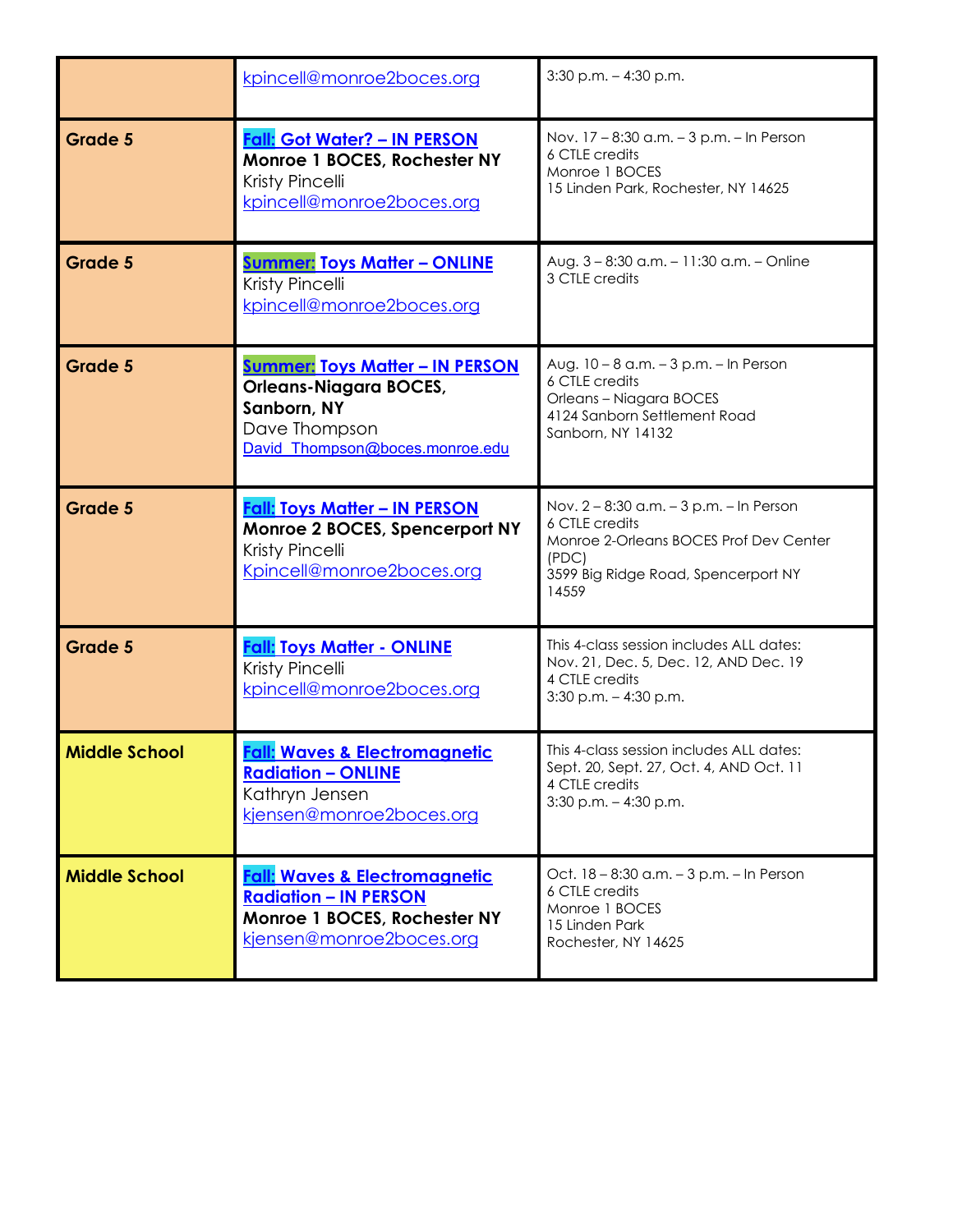| | | |
|---|---|---|
| | kpincell@monroe2boces.org | 3:30 p.m. – 4:30 p.m. |
| **Grade 5** | **Fall: Got Water? – IN PERSON**<br>**Monroe 1 BOCES, Rochester NY**<br>Kristy Pincelli<br>kpincell@monroe2boces.org | Nov. 17 – 8:30 a.m. – 3 p.m. – In Person<br>6 CTLE credits<br>Monroe 1 BOCES<br>15 Linden Park, Rochester, NY 14625 |
| **Grade 5** | **Summer: Toys Matter – ONLINE**<br>Kristy Pincelli<br>kpincell@monroe2boces.org | Aug. 3 – 8:30 a.m. – 11:30 a.m. – Online<br>3 CTLE credits |
| **Grade 5** | **Summer: Toys Matter – IN PERSON**<br>**Orleans-Niagara BOCES, Sanborn, NY**<br>Dave Thompson<br>David_Thompson@boces.monroe.edu | Aug. 10 – 8 a.m. – 3 p.m. – In Person<br>6 CTLE credits<br>Orleans – Niagara BOCES<br>4124 Sanborn Settlement Road<br>Sanborn, NY 14132 |
| **Grade 5** | **Fall: Toys Matter – IN PERSON**<br>**Monroe 2 BOCES, Spencerport NY**<br>Kristy Pincelli<br>Kpincell@monroe2boces.org | Nov. 2 – 8:30 a.m. – 3 p.m. – In Person<br>6 CTLE credits<br>Monroe 2-Orleans BOCES Prof Dev Center (PDC)<br>3599 Big Ridge Road, Spencerport NY 14559 |
| **Grade 5** | **Fall: Toys Matter - ONLINE**<br>Kristy Pincelli<br>kpincell@monroe2boces.org | This 4-class session includes ALL dates:<br>Nov. 21, Dec. 5, Dec. 12, AND Dec. 19<br>4 CTLE credits<br>3:30 p.m. – 4:30 p.m. |
| **Middle School** | **Fall: Waves & Electromagnetic Radiation – ONLINE**<br>Kathryn Jensen<br>kjensen@monroe2boces.org | This 4-class session includes ALL dates:<br>Sept. 20, Sept. 27, Oct. 4, AND Oct. 11<br>4 CTLE credits<br>3:30 p.m. – 4:30 p.m. |
| **Middle School** | **Fall: Waves & Electromagnetic Radiation – IN PERSON**<br>**Monroe 1 BOCES, Rochester NY**<br>kjensen@monroe2boces.org | Oct. 18 – 8:30 a.m. – 3 p.m. – In Person<br>6 CTLE credits<br>Monroe 1 BOCES<br>15 Linden Park<br>Rochester, NY 14625 |